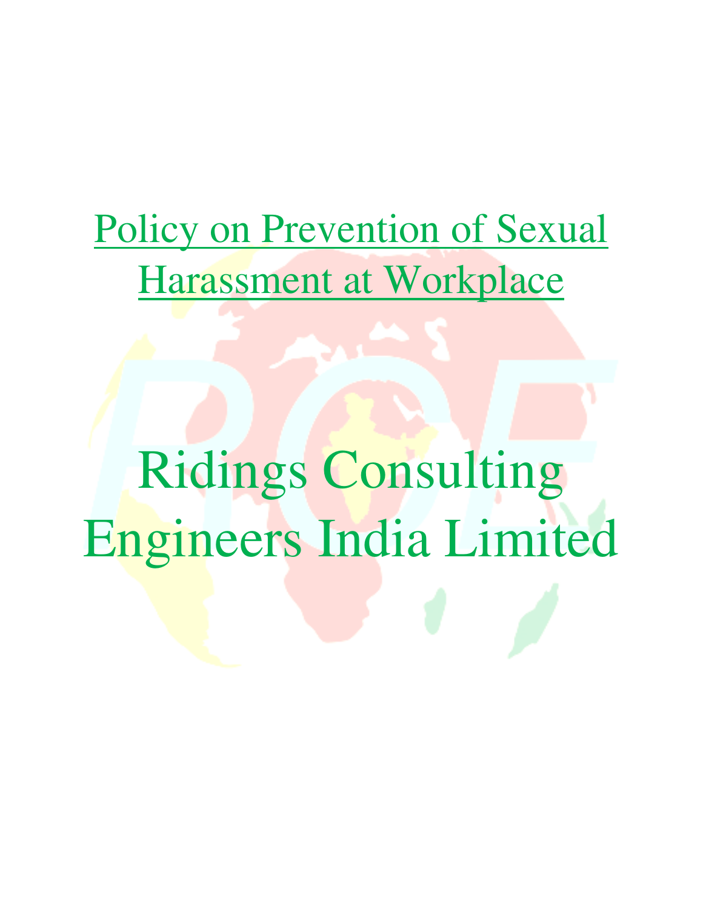# Policy on Prevention of Sexual Harassment at Workplace

# Ridings Consulting Engineers India Limited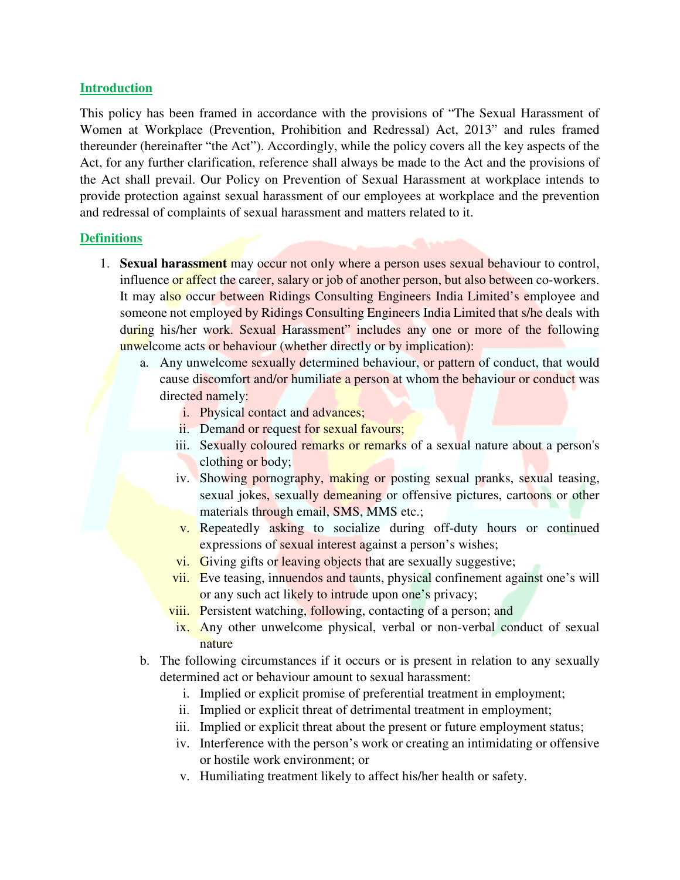## Introduction

This policy has been framed in accordance with the provisions of "The Sexual Harassment of Women at Workplace (Prevention, Prohibition and Redressal) Act, 2013" and rules framed thereunder (hereinafter "the Act"). Accordingly, while the policy covers all the key aspects of the Act, for any further clarification, reference shall always be made to the Act and the provisions of the Act shall prevail. Our Policy on Prevention of Sexual Harassment at workplace intends to provide protection against sexual harassment of our employees at workplace and the prevention and redressal of complaints of sexual harassment and matters related to it.

## Definitions

1. **Sexual harassment** may occur not only where a person uses sexual behaviour to control, influence or affect the career, salary or job of another person, but also between co-workers. It may also occur between Ridings Consulting Engineers India Limited's employee and someone not employed by Ridings Consulting Engineers India Limited that s/he deals with during his/her work. Sexual Harassment" includes any one or more of the following unwelcome acts or behaviour (whether directly or by implication):
   a. Any unwelcome sexually determined behaviour, or pattern of conduct, that would cause discomfort and/or humiliate a person at whom the behaviour or conduct was directed namely:
      i. Physical contact and advances;
      ii. Demand or request for sexual favours;
      iii. Sexually coloured remarks or remarks of a sexual nature about a person's clothing or body;
      iv. Showing pornography, making or posting sexual pranks, sexual teasing, sexual jokes, sexually demeaning or offensive pictures, cartoons or other materials through email, SMS, MMS etc.;
      v. Repeatedly asking to socialize during off-duty hours or continued expressions of sexual interest against a person's wishes;
      vi. Giving gifts or leaving objects that are sexually suggestive;
      vii. Eve teasing, innuendos and taunts, physical confinement against one's will or any such act likely to intrude upon one's privacy;
      viii. Persistent watching, following, contacting of a person; and
      ix. Any other unwelcome physical, verbal or non-verbal conduct of sexual nature
   b. The following circumstances if it occurs or is present in relation to any sexually determined act or behaviour amount to sexual harassment:
      i. Implied or explicit promise of preferential treatment in employment;
      ii. Implied or explicit threat of detrimental treatment in employment;
      iii. Implied or explicit threat about the present or future employment status;
      iv. Interference with the person's work or creating an intimidating or offensive or hostile work environment; or
      v. Humiliating treatment likely to affect his/her health or safety.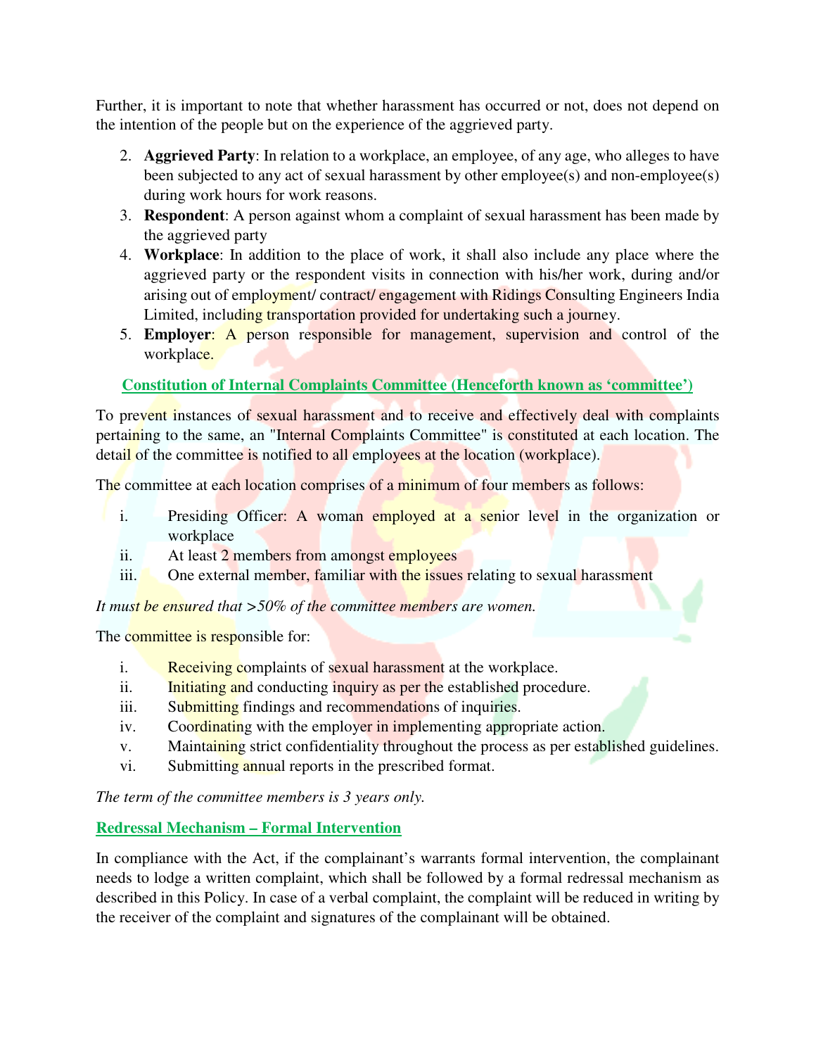Further, it is important to note that whether harassment has occurred or not, does not depend on the intention of the people but on the experience of the aggrieved party.

2. **Aggrieved Party**: In relation to a workplace, an employee, of any age, who alleges to have been subjected to any act of sexual harassment by other employee(s) and non-employee(s) during work hours for work reasons.
3. **Respondent**: A person against whom a complaint of sexual harassment has been made by the aggrieved party
4. **Workplace**: In addition to the place of work, it shall also include any place where the aggrieved party or the respondent visits in connection with his/her work, during and/or arising out of employment/ contract/ engagement with Ridings Consulting Engineers India Limited, including transportation provided for undertaking such a journey.
5. **Employer**: A person responsible for management, supervision and control of the workplace.

## Constitution of Internal Complaints Committee (Henceforth known as 'committee')

To prevent instances of sexual harassment and to receive and effectively deal with complaints pertaining to the same, an "Internal Complaints Committee" is constituted at each location. The detail of the committee is notified to all employees at the location (workplace).

The committee at each location comprises of a minimum of four members as follows:

i. Presiding Officer: A woman employed at a senior level in the organization or workplace
ii. At least 2 members from amongst employees
iii. One external member, familiar with the issues relating to sexual harassment

*It must be ensured that >50% of the committee members are women.*

The committee is responsible for:

i. Receiving complaints of sexual harassment at the workplace.
ii. Initiating and conducting inquiry as per the established procedure.
iii. Submitting findings and recommendations of inquiries.
iv. Coordinating with the employer in implementing appropriate action.
v. Maintaining strict confidentiality throughout the process as per established guidelines.
vi. Submitting annual reports in the prescribed format.

*The term of the committee members is 3 years only.*

## Redressal Mechanism – Formal Intervention

In compliance with the Act, if the complainant's warrants formal intervention, the complainant needs to lodge a written complaint, which shall be followed by a formal redressal mechanism as described in this Policy. In case of a verbal complaint, the complaint will be reduced in writing by the receiver of the complaint and signatures of the complainant will be obtained.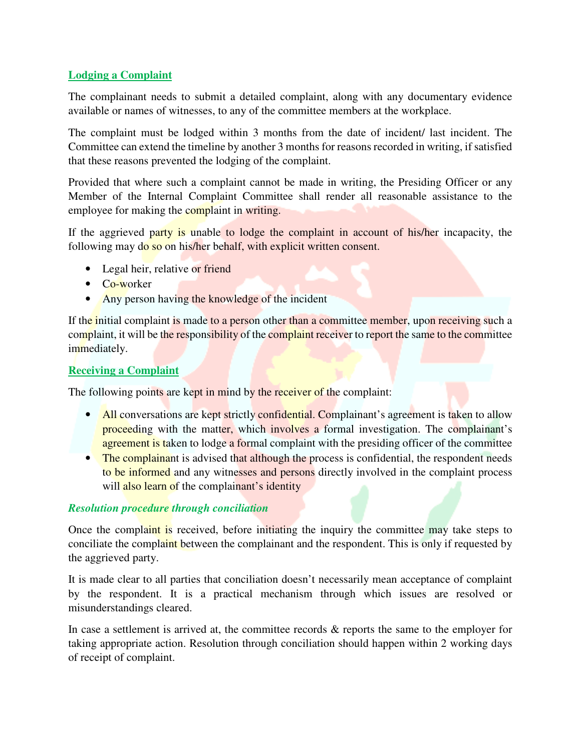## Lodging a Complaint

The complainant needs to submit a detailed complaint, along with any documentary evidence available or names of witnesses, to any of the committee members at the workplace.

The complaint must be lodged within 3 months from the date of incident/ last incident. The Committee can extend the timeline by another 3 months for reasons recorded in writing, if satisfied that these reasons prevented the lodging of the complaint.

Provided that where such a complaint cannot be made in writing, the Presiding Officer or any Member of the Internal Complaint Committee shall render all reasonable assistance to the employee for making the complaint in writing.

If the aggrieved party is unable to lodge the complaint in account of his/her incapacity, the following may do so on his/her behalf, with explicit written consent.

- Legal heir, relative or friend
- Co-worker
- Any person having the knowledge of the incident

If the initial complaint is made to a person other than a committee member, upon receiving such a complaint, it will be the responsibility of the complaint receiver to report the same to the committee immediately.

## Receiving a Complaint

The following points are kept in mind by the receiver of the complaint:

- All conversations are kept strictly confidential. Complainant's agreement is taken to allow proceeding with the matter, which involves a formal investigation. The complainant's agreement is taken to lodge a formal complaint with the presiding officer of the committee
- The complainant is advised that although the process is confidential, the respondent needs to be informed and any witnesses and persons directly involved in the complaint process will also learn of the complainant's identity

### *Resolution procedure through conciliation*

Once the complaint is received, before initiating the inquiry the committee may take steps to conciliate the complaint between the complainant and the respondent. This is only if requested by the aggrieved party.

It is made clear to all parties that conciliation doesn't necessarily mean acceptance of complaint by the respondent. It is a practical mechanism through which issues are resolved or misunderstandings cleared.

In case a settlement is arrived at, the committee records & reports the same to the employer for taking appropriate action. Resolution through conciliation should happen within 2 working days of receipt of complaint.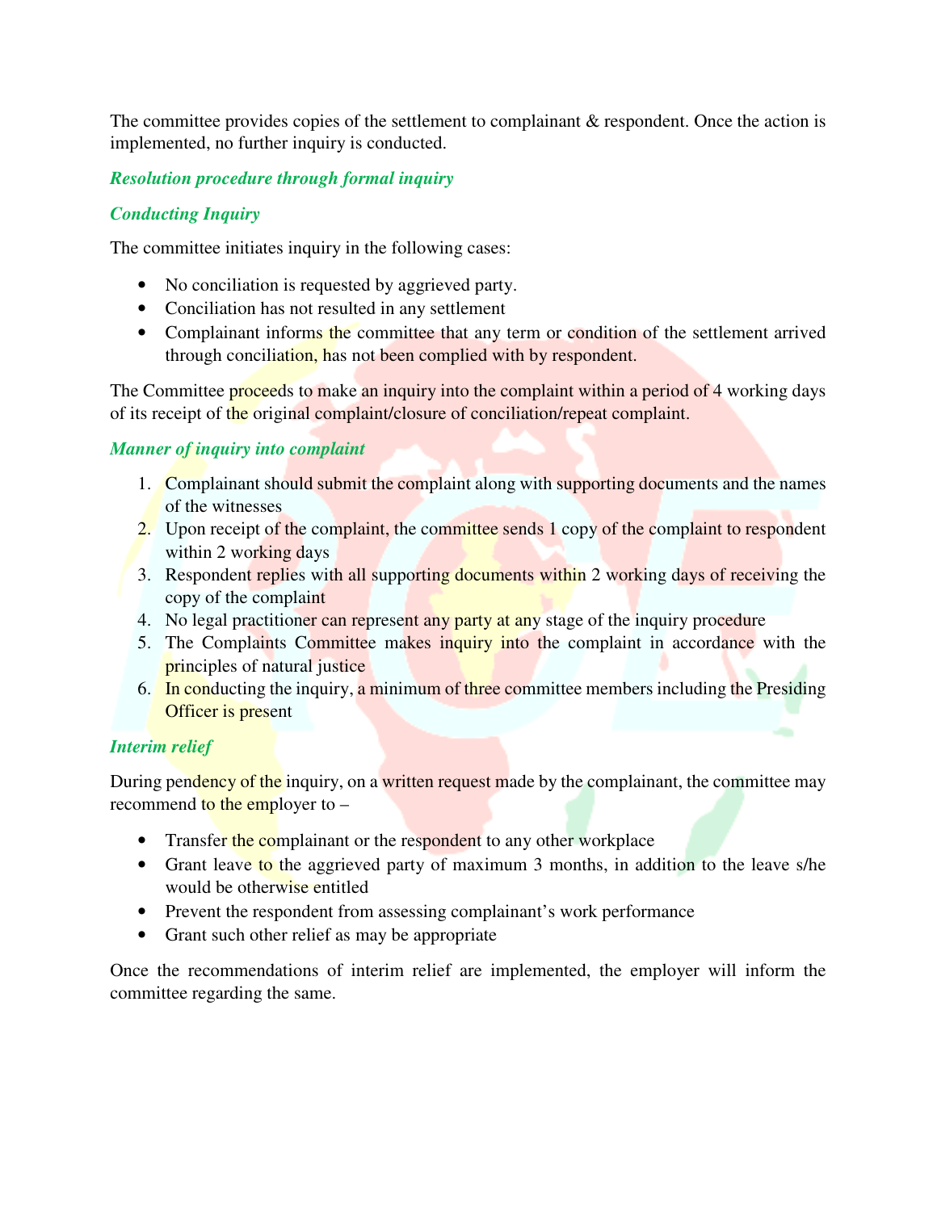The committee provides copies of the settlement to complainant & respondent. Once the action is implemented, no further inquiry is conducted.

### *Resolution procedure through formal inquiry*

### *Conducting Inquiry*

The committee initiates inquiry in the following cases:

- No conciliation is requested by aggrieved party.
- Conciliation has not resulted in any settlement
- Complainant informs the committee that any term or condition of the settlement arrived through conciliation, has not been complied with by respondent.

The Committee proceeds to make an inquiry into the complaint within a period of 4 working days of its receipt of the original complaint/closure of conciliation/repeat complaint.

### *Manner of inquiry into complaint*

1. Complainant should submit the complaint along with supporting documents and the names of the witnesses
2. Upon receipt of the complaint, the committee sends 1 copy of the complaint to respondent within 2 working days
3. Respondent replies with all supporting documents within 2 working days of receiving the copy of the complaint
4. No legal practitioner can represent any party at any stage of the inquiry procedure
5. The Complaints Committee makes inquiry into the complaint in accordance with the principles of natural justice
6. In conducting the inquiry, a minimum of three committee members including the Presiding Officer is present

### *Interim relief*

During pendency of the inquiry, on a written request made by the complainant, the committee may recommend to the employer to –

- Transfer the complainant or the respondent to any other workplace
- Grant leave to the aggrieved party of maximum 3 months, in addition to the leave s/he would be otherwise entitled
- Prevent the respondent from assessing complainant's work performance
- Grant such other relief as may be appropriate

Once the recommendations of interim relief are implemented, the employer will inform the committee regarding the same.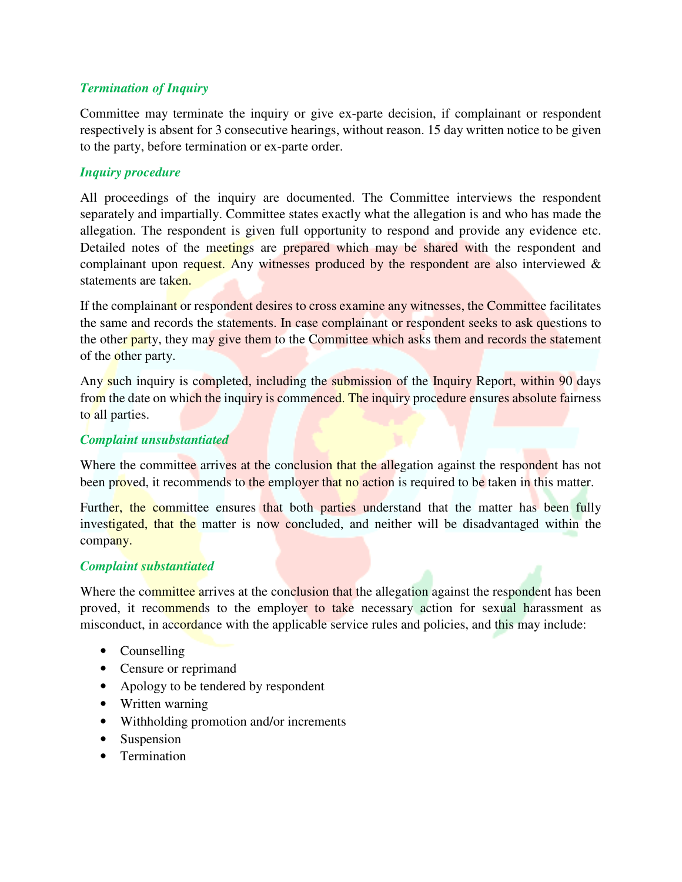### *Termination of Inquiry*

Committee may terminate the inquiry or give ex-parte decision, if complainant or respondent respectively is absent for 3 consecutive hearings, without reason. 15 day written notice to be given to the party, before termination or ex-parte order.

### *Inquiry procedure*

All proceedings of the inquiry are documented. The Committee interviews the respondent separately and impartially. Committee states exactly what the allegation is and who has made the allegation. The respondent is given full opportunity to respond and provide any evidence etc. Detailed notes of the meetings are prepared which may be shared with the respondent and complainant upon request. Any witnesses produced by the respondent are also interviewed & statements are taken.

If the complainant or respondent desires to cross examine any witnesses, the Committee facilitates the same and records the statements. In case complainant or respondent seeks to ask questions to the other party, they may give them to the Committee which asks them and records the statement of the other party.

Any such inquiry is completed, including the submission of the Inquiry Report, within 90 days from the date on which the inquiry is commenced. The inquiry procedure ensures absolute fairness to all parties.

### *Complaint unsubstantiated*

Where the committee arrives at the conclusion that the allegation against the respondent has not been proved, it recommends to the employer that no action is required to be taken in this matter.

Further, the committee ensures that both parties understand that the matter has been fully investigated, that the matter is now concluded, and neither will be disadvantaged within the company.

### *Complaint substantiated*

Where the committee arrives at the conclusion that the allegation against the respondent has been proved, it recommends to the employer to take necessary action for sexual harassment as misconduct, in accordance with the applicable service rules and policies, and this may include:

- Counselling
- Censure or reprimand
- Apology to be tendered by respondent
- Written warning
- Withholding promotion and/or increments
- Suspension
- Termination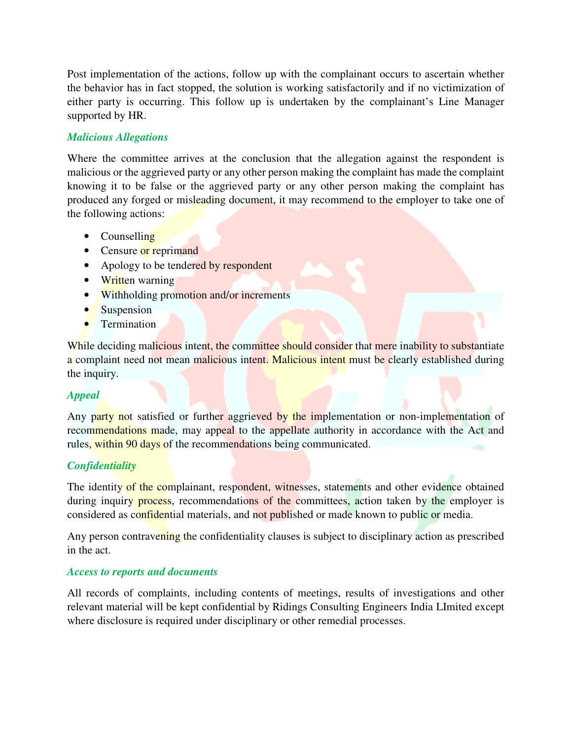Post implementation of the actions, follow up with the complainant occurs to ascertain whether the behavior has in fact stopped, the solution is working satisfactorily and if no victimization of either party is occurring. This follow up is undertaken by the complainant's Line Manager supported by HR.

### *Malicious Allegations*

Where the committee arrives at the conclusion that the allegation against the respondent is malicious or the aggrieved party or any other person making the complaint has made the complaint knowing it to be false or the aggrieved party or any other person making the complaint has produced any forged or misleading document, it may recommend to the employer to take one of the following actions:

- Counselling
- Censure or reprimand
- Apology to be tendered by respondent
- Written warning
- Withholding promotion and/or increments
- Suspension
- Termination

While deciding malicious intent, the committee should consider that mere inability to substantiate a complaint need not mean malicious intent. Malicious intent must be clearly established during the inquiry.

### *Appeal*

Any party not satisfied or further aggrieved by the implementation or non-implementation of recommendations made, may appeal to the appellate authority in accordance with the Act and rules, within 90 days of the recommendations being communicated.

### *Confidentiality*

The identity of the complainant, respondent, witnesses, statements and other evidence obtained during inquiry process, recommendations of the committees, action taken by the employer is considered as confidential materials, and not published or made known to public or media.

Any person contravening the confidentiality clauses is subject to disciplinary action as prescribed in the act.

### *Access to reports and documents*

All records of complaints, including contents of meetings, results of investigations and other relevant material will be kept confidential by Ridings Consulting Engineers India LImited except where disclosure is required under disciplinary or other remedial processes.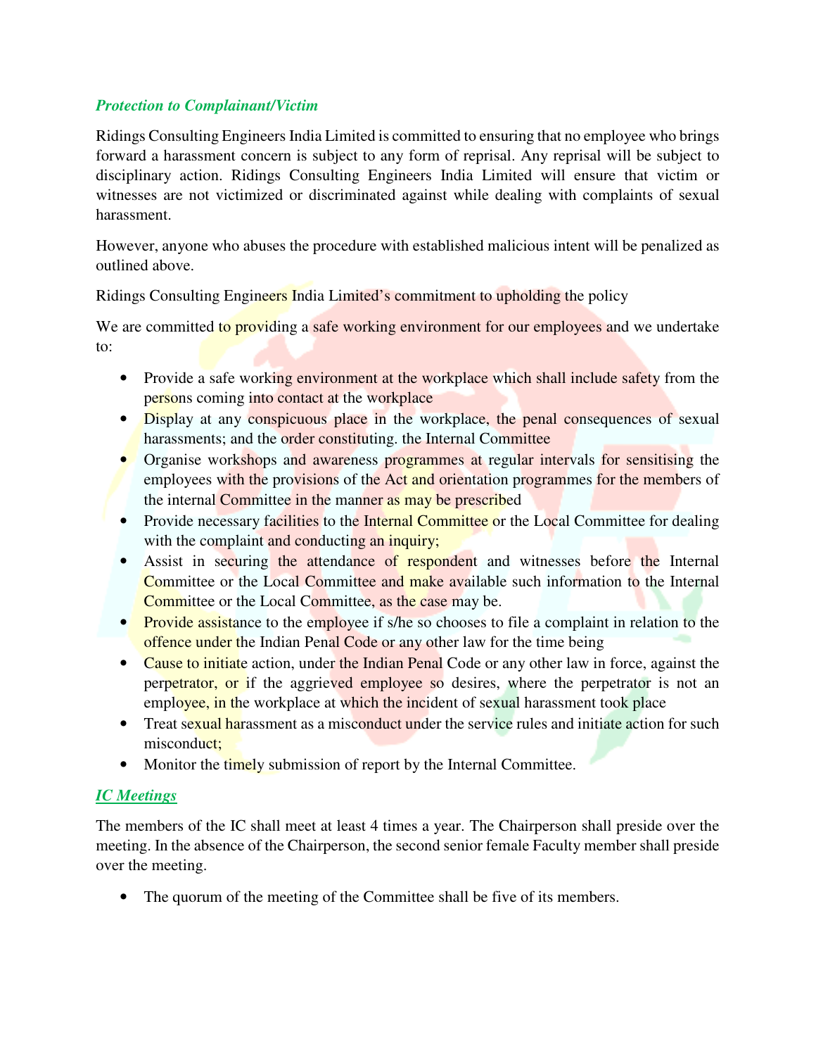### *Protection to Complainant/Victim*

Ridings Consulting Engineers India Limited is committed to ensuring that no employee who brings forward a harassment concern is subject to any form of reprisal. Any reprisal will be subject to disciplinary action. Ridings Consulting Engineers India Limited will ensure that victim or witnesses are not victimized or discriminated against while dealing with complaints of sexual harassment.

However, anyone who abuses the procedure with established malicious intent will be penalized as outlined above.

Ridings Consulting Engineers India Limited's commitment to upholding the policy

We are committed to providing a safe working environment for our employees and we undertake to:

- Provide a safe working environment at the workplace which shall include safety from the persons coming into contact at the workplace
- Display at any conspicuous place in the workplace, the penal consequences of sexual harassments; and the order constituting. the Internal Committee
- Organise workshops and awareness programmes at regular intervals for sensitising the employees with the provisions of the Act and orientation programmes for the members of the internal Committee in the manner as may be prescribed
- Provide necessary facilities to the Internal Committee or the Local Committee for dealing with the complaint and conducting an inquiry;
- Assist in securing the attendance of respondent and witnesses before the Internal Committee or the Local Committee and make available such information to the Internal Committee or the Local Committee, as the case may be.
- Provide assistance to the employee if s/he so chooses to file a complaint in relation to the offence under the Indian Penal Code or any other law for the time being
- Cause to initiate action, under the Indian Penal Code or any other law in force, against the perpetrator, or if the aggrieved employee so desires, where the perpetrator is not an employee, in the workplace at which the incident of sexual harassment took place
- Treat sexual harassment as a misconduct under the service rules and initiate action for such misconduct;
- Monitor the timely submission of report by the Internal Committee.

### ***IC Meetings***

The members of the IC shall meet at least 4 times a year. The Chairperson shall preside over the meeting. In the absence of the Chairperson, the second senior female Faculty member shall preside over the meeting.

- The quorum of the meeting of the Committee shall be five of its members.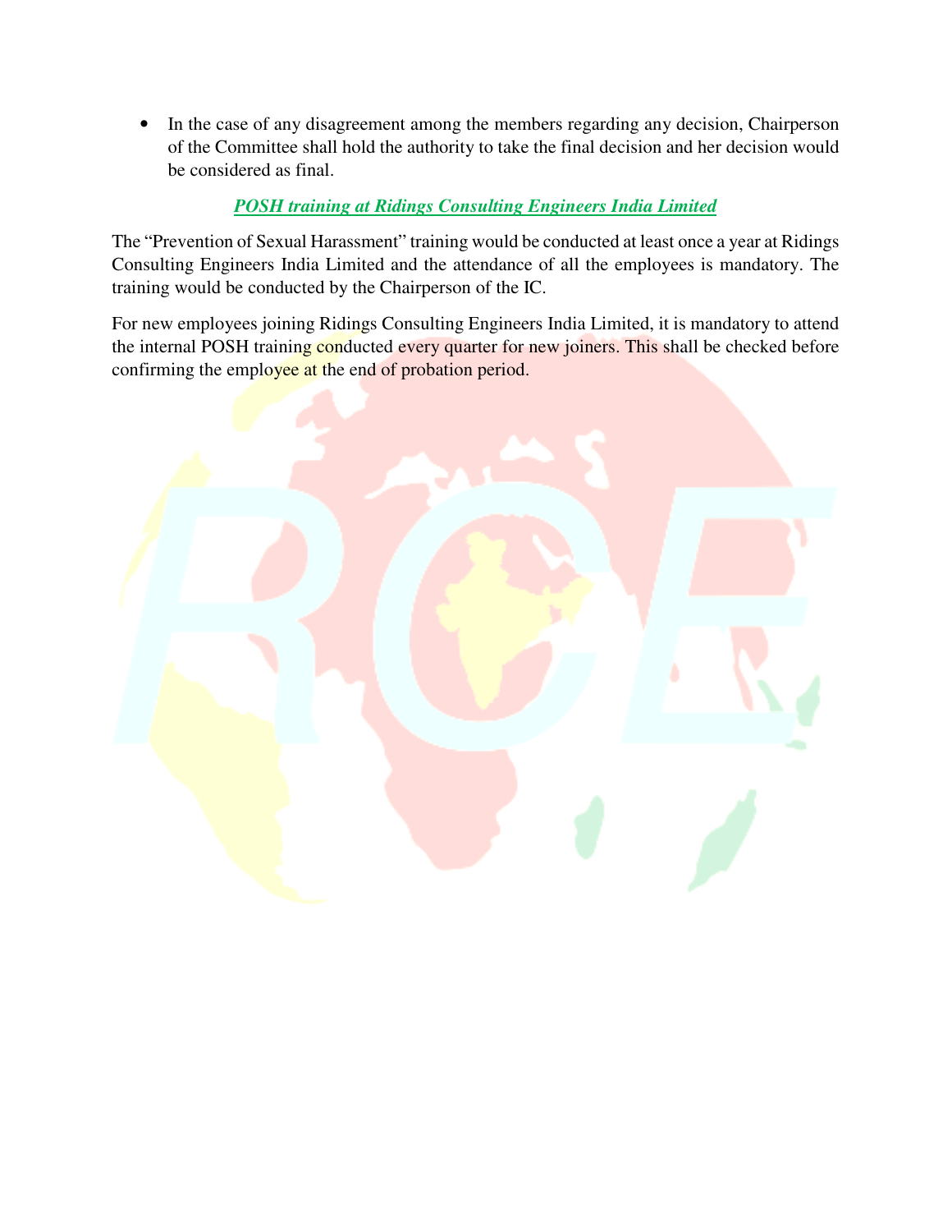- In the case of any disagreement among the members regarding any decision, Chairperson of the Committee shall hold the authority to take the final decision and her decision would be considered as final.

## ***POSH training at Ridings Consulting Engineers India Limited***

The "Prevention of Sexual Harassment" training would be conducted at least once a year at Ridings Consulting Engineers India Limited and the attendance of all the employees is mandatory. The training would be conducted by the Chairperson of the IC.

For new employees joining Ridings Consulting Engineers India Limited, it is mandatory to attend the internal POSH training conducted every quarter for new joiners. This shall be checked before confirming the employee at the end of probation period.